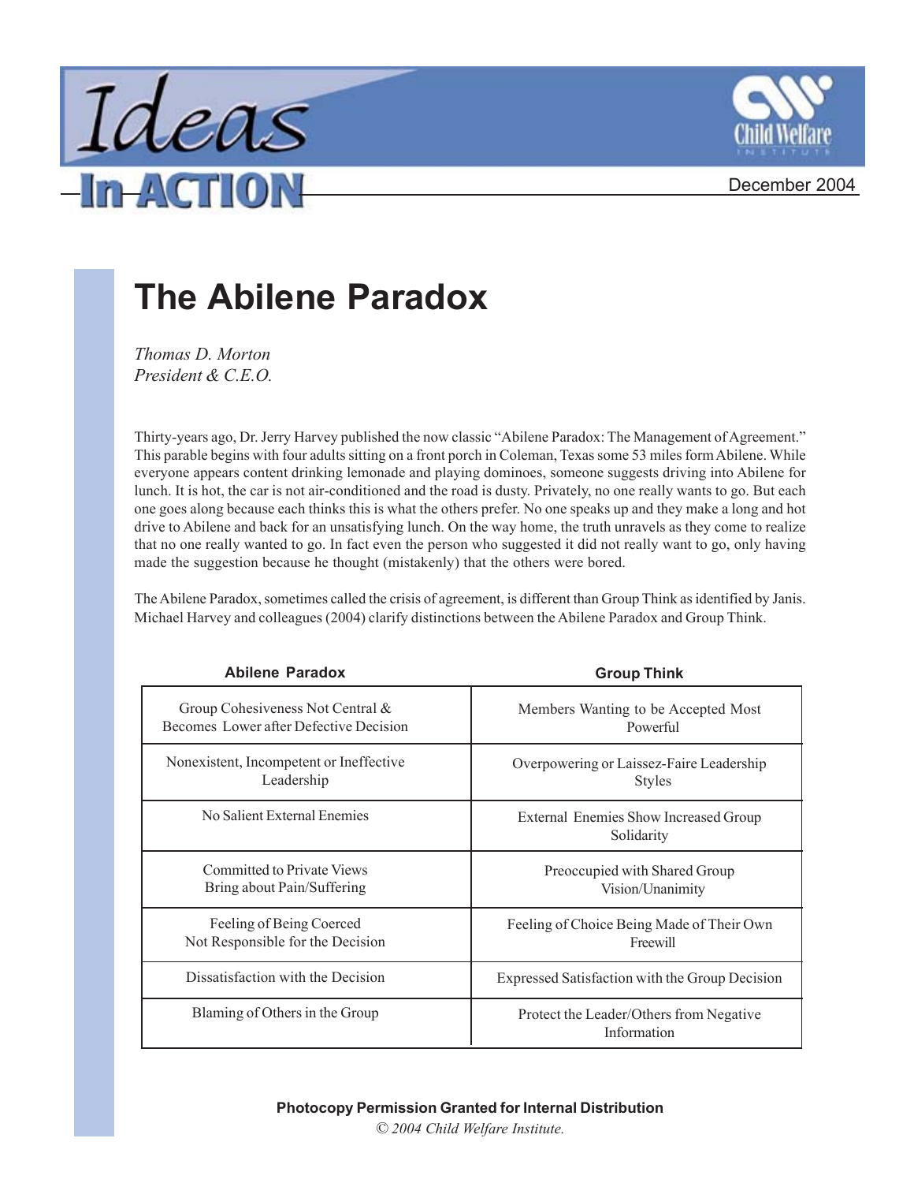# Ideas In ACTION

December 2004

## The Abilene Paradox

*Thomas D. Morton*
*President & C.E.O.*

Thirty-years ago, Dr. Jerry Harvey published the now classic "Abilene Paradox: The Management of Agreement." This parable begins with four adults sitting on a front porch in Coleman, Texas some 53 miles form Abilene. While everyone appears content drinking lemonade and playing dominoes, someone suggests driving into Abilene for lunch. It is hot, the car is not air-conditioned and the road is dusty. Privately, no one really wants to go. But each one goes along because each thinks this is what the others prefer. No one speaks up and they make a long and hot drive to Abilene and back for an unsatisfying lunch. On the way home, the truth unravels as they come to realize that no one really wanted to go. In fact even the person who suggested it did not really want to go, only having made the suggestion because he thought (mistakenly) that the others were bored.

The Abilene Paradox, sometimes called the crisis of agreement, is different than Group Think as identified by Janis. Michael Harvey and colleagues (2004) clarify distinctions between the Abilene Paradox and Group Think.

| Abilene Paradox | Group Think |
| --- | --- |
| Group Cohesiveness Not Central & Becomes Lower after Defective Decision | Members Wanting to be Accepted Most Powerful |
| Nonexistent, Incompetent or Ineffective Leadership | Overpowering or Laissez-Faire Leadership Styles |
| No Salient External Enemies | External Enemies Show Increased Group Solidarity |
| Committed to Private Views Bring about Pain/Suffering | Preoccupied with Shared Group Vision/Unanimity |
| Feeling of Being Coerced Not Responsible for the Decision | Feeling of Choice Being Made of Their Own Freewill |
| Dissatisfaction with the Decision | Expressed Satisfaction with the Group Decision |
| Blaming of Others in the Group | Protect the Leader/Others from Negative Information |

**Photocopy Permission Granted for Internal Distribution**
*© 2004 Child Welfare Institute.*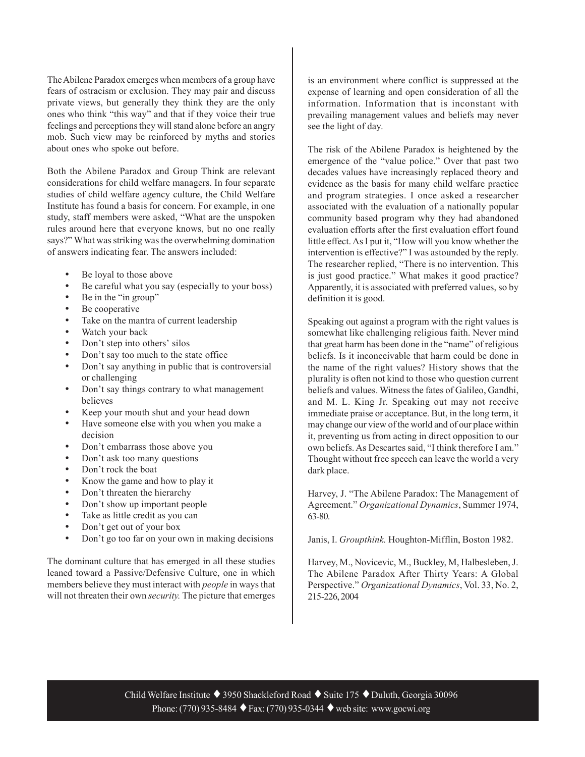The Abilene Paradox emerges when members of a group have fears of ostracism or exclusion. They may pair and discuss private views, but generally they think they are the only ones who think "this way" and that if they voice their true feelings and perceptions they will stand alone before an angry mob. Such view may be reinforced by myths and stories about ones who spoke out before.

Both the Abilene Paradox and Group Think are relevant considerations for child welfare managers. In four separate studies of child welfare agency culture, the Child Welfare Institute has found a basis for concern. For example, in one study, staff members were asked, "What are the unspoken rules around here that everyone knows, but no one really says?" What was striking was the overwhelming domination of answers indicating fear. The answers included:

- Be loyal to those above
- Be careful what you say (especially to your boss)
- Be in the "in group"
- Be cooperative
- Take on the mantra of current leadership
- Watch your back
- Don't step into others' silos
- Don't say too much to the state office
- Don't say anything in public that is controversial or challenging
- Don't say things contrary to what management believes
- Keep your mouth shut and your head down
- Have someone else with you when you make a decision
- Don't embarrass those above you
- Don't ask too many questions
- Don't rock the boat
- Know the game and how to play it
- Don't threaten the hierarchy
- Don't show up important people
- Take as little credit as you can
- Don't get out of your box
- Don't go too far on your own in making decisions

The dominant culture that has emerged in all these studies leaned toward a Passive/Defensive Culture, one in which members believe they must interact with *people* in ways that will not threaten their own *security.* The picture that emerges is an environment where conflict is suppressed at the expense of learning and open consideration of all the information. Information that is inconstant with prevailing management values and beliefs may never see the light of day.

The risk of the Abilene Paradox is heightened by the emergence of the "value police." Over that past two decades values have increasingly replaced theory and evidence as the basis for many child welfare practice and program strategies. I once asked a researcher associated with the evaluation of a nationally popular community based program why they had abandoned evaluation efforts after the first evaluation effort found little effect. As I put it, "How will you know whether the intervention is effective?" I was astounded by the reply. The researcher replied, "There is no intervention. This is just good practice." What makes it good practice? Apparently, it is associated with preferred values, so by definition it is good.

Speaking out against a program with the right values is somewhat like challenging religious faith. Never mind that great harm has been done in the "name" of religious beliefs. Is it inconceivable that harm could be done in the name of the right values? History shows that the plurality is often not kind to those who question current beliefs and values. Witness the fates of Galileo, Gandhi, and M. L. King Jr. Speaking out may not receive immediate praise or acceptance. But, in the long term, it may change our view of the world and of our place within it, preventing us from acting in direct opposition to our own beliefs. As Descartes said, "I think therefore I am." Thought without free speech can leave the world a very dark place.

Harvey, J. "The Abilene Paradox: The Management of Agreement." *Organizational Dynamics*, Summer 1974, 63-80.

Janis, I. *Groupthink.* Houghton-Mifflin, Boston 1982.

Harvey, M., Novicevic, M., Buckley, M, Halbesleben, J. The Abilene Paradox After Thirty Years: A Global Perspective." *Organizational Dynamics*, Vol. 33, No. 2, 215-226, 2004

Child Welfare Institute ♦ 3950 Shackleford Road ♦ Suite 175 ♦ Duluth, Georgia 30096
Phone: (770) 935-8484 ♦ Fax: (770) 935-0344 ♦ web site: www.gocwi.org